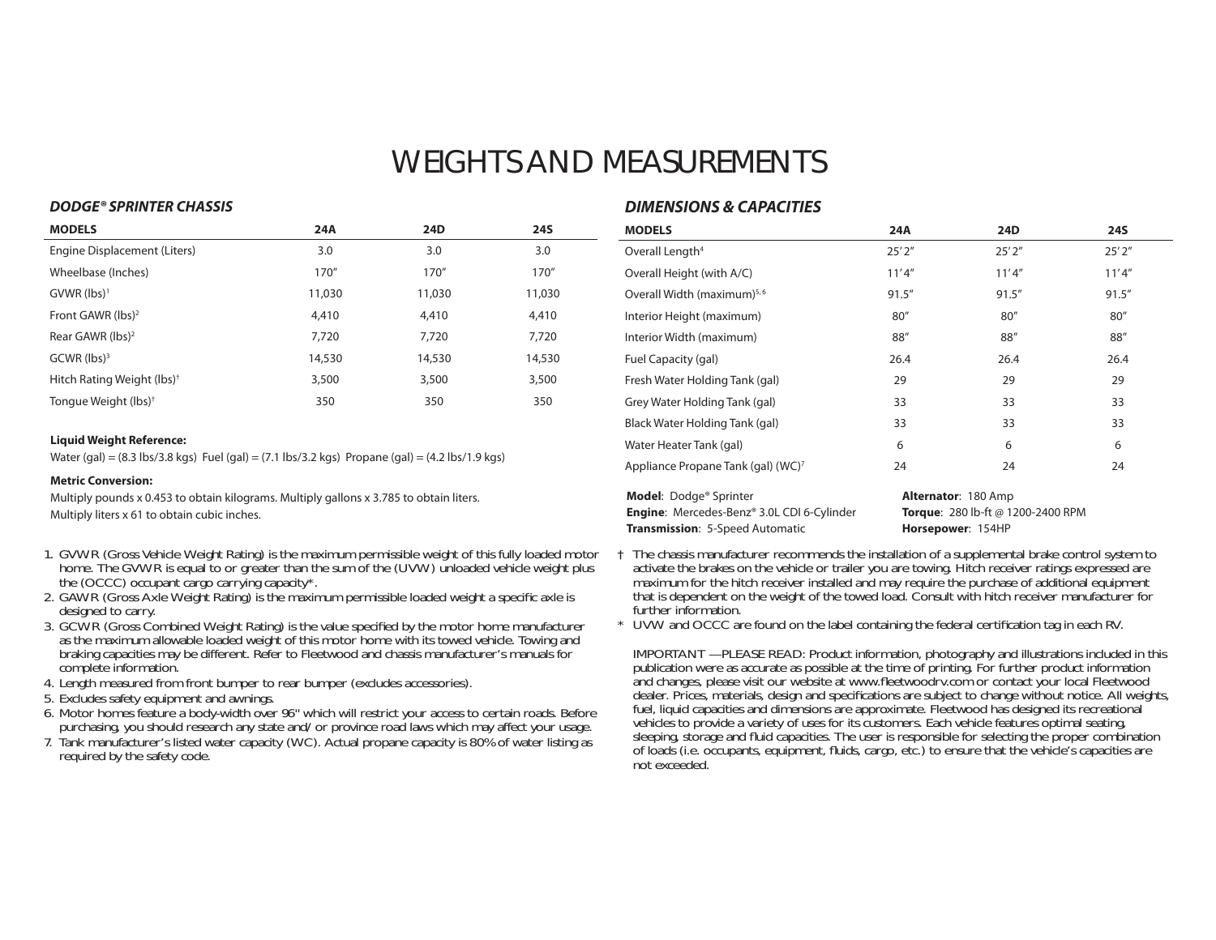# WEIGHTS AND MEASUREMENTS

## *DODGE® SPRINTER CHASSIS*

| MODELS | 24A | 24D | 24S |
|---|---|---|---|
| Engine Displacement (Liters) | 3.0 | 3.0 | 3.0 |
| Wheelbase (Inches) | 170″ | 170″ | 170″ |
| GVWR (lbs)[1] | 11,030 | 11,030 | 11,030 |
| Front GAWR (lbs)[2] | 4,410 | 4,410 | 4,410 |
| Rear GAWR (lbs)[2] | 7,720 | 7,720 | 7,720 |
| GCWR (lbs)[3] | 14,530 | 14,530 | 14,530 |
| Hitch Rating Weight (lbs)† | 3,500 | 3,500 | 3,500 |
| Tongue Weight (lbs)† | 350 | 350 | 350 |

**Liquid Weight Reference:**
Water (gal) = (8.3 lbs/3.8 kgs) Fuel (gal) = (7.1 lbs/3.2 kgs) Propane (gal) = (4.2 lbs/1.9 kgs)

**Metric Conversion:**
Multiply pounds x 0.453 to obtain kilograms. Multiply gallons x 3.785 to obtain liters.
Multiply liters x 61 to obtain cubic inches.

1. GVWR (Gross Vehicle Weight Rating) is the maximum permissible weight of this fully loaded motor home. The GVWR is equal to or greater than the sum of the (UVW) unloaded vehicle weight plus the (OCCC) occupant cargo carrying capacity*.
2. GAWR (Gross Axle Weight Rating) is the maximum permissible loaded weight a specific axle is designed to carry.
3. GCWR (Gross Combined Weight Rating) is the value specified by the motor home manufacturer as the maximum allowable loaded weight of this motor home with its towed vehicle. Towing and braking capacities may be different. Refer to Fleetwood and chassis manufacturer's manuals for complete information.
4. Length measured from front bumper to rear bumper (excludes accessories).
5. Excludes safety equipment and awnings.
6. Motor homes feature a body-width over 96" which will restrict your access to certain roads. Before purchasing, you should research any state and/or province road laws which may affect your usage.
7. Tank manufacturer's listed water capacity (WC). Actual propane capacity is 80% of water listing as required by the safety code.

## *DIMENSIONS & CAPACITIES*

| MODELS | 24A | 24D | 24S |
|---|---|---|---|
| Overall Length[4] | 25′ 2″ | 25′ 2″ | 25′ 2″ |
| Overall Height (with A/C) | 11′ 4″ | 11′ 4″ | 11′ 4″ |
| Overall Width (maximum)[5, 6] | 91.5″ | 91.5″ | 91.5″ |
| Interior Height (maximum) | 80″ | 80″ | 80″ |
| Interior Width (maximum) | 88″ | 88″ | 88″ |
| Fuel Capacity (gal) | 26.4 | 26.4 | 26.4 |
| Fresh Water Holding Tank (gal) | 29 | 29 | 29 |
| Grey Water Holding Tank (gal) | 33 | 33 | 33 |
| Black Water Holding Tank (gal) | 33 | 33 | 33 |
| Water Heater Tank (gal) | 6 | 6 | 6 |
| Appliance Propane Tank (gal) (WC)[7] | 24 | 24 | 24 |

**Model**: Dodge® Sprinter
**Engine**: Mercedes-Benz® 3.0L CDI 6-Cylinder
**Transmission**: 5-Speed Automatic
**Alternator**: 180 Amp
**Torque**: 280 lb-ft @ 1200-2400 RPM
**Horsepower**: 154HP

† The chassis manufacturer recommends the installation of a supplemental brake control system to activate the brakes on the vehicle or trailer you are towing. Hitch receiver ratings expressed are maximum for the hitch receiver installed and may require the purchase of additional equipment that is dependent on the weight of the towed load. Consult with hitch receiver manufacturer for further information.

* UVW and OCCC are found on the label containing the federal certification tag in each RV.

IMPORTANT —PLEASE READ: Product information, photography and illustrations included in this publication were as accurate as possible at the time of printing. For further product information and changes, please visit our website at www.fleetwoodrv.com or contact your local Fleetwood dealer. Prices, materials, design and specifications are subject to change without notice. All weights, fuel, liquid capacities and dimensions are approximate. Fleetwood has designed its recreational vehicles to provide a variety of uses for its customers. Each vehicle features optimal seating, sleeping, storage and fluid capacities. The user is responsible for selecting the proper combination of loads (i.e. occupants, equipment, fluids, cargo, etc.) to ensure that the vehicle's capacities are not exceeded.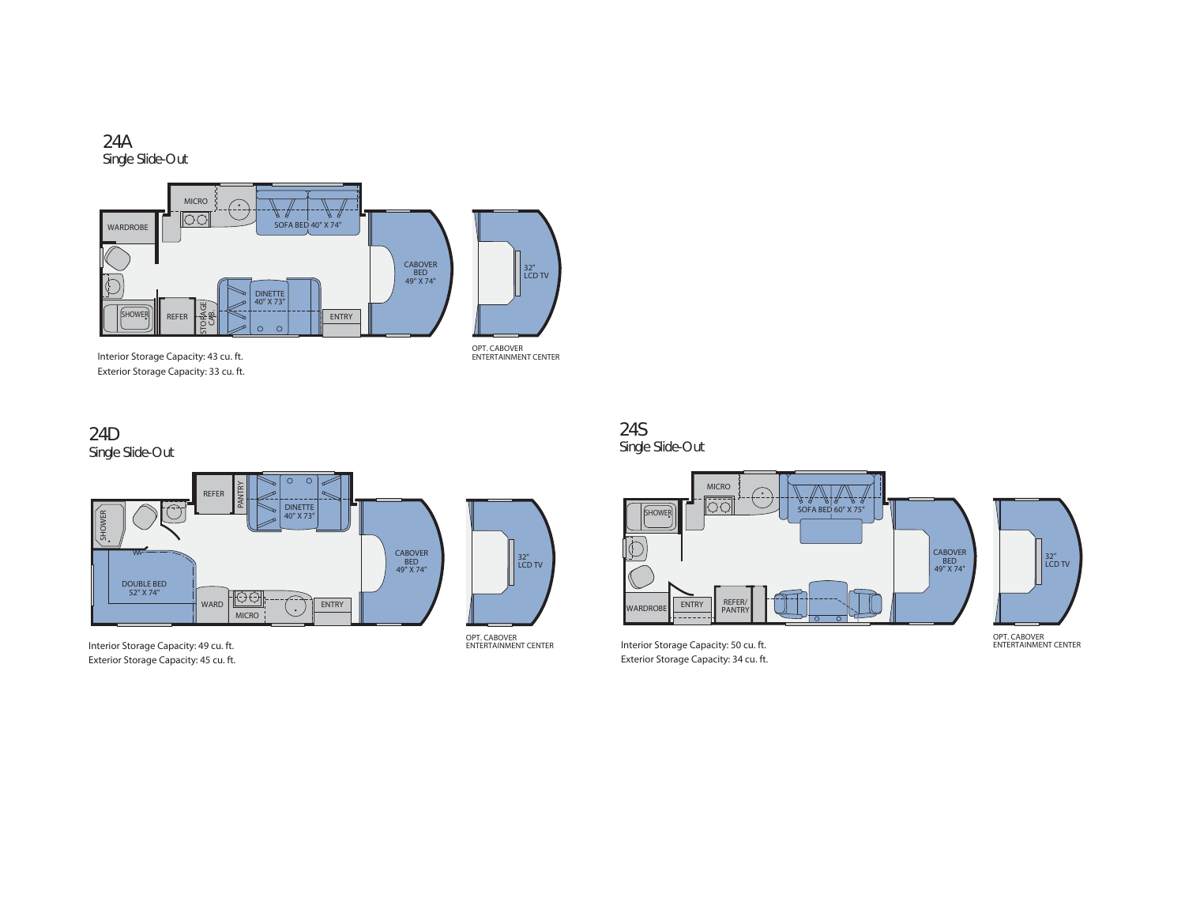## 24A
Single Slide-Out

MICRO
WARDROBE
SOFA BED 40" X 74"
CABOVER BED 49" X 74"
32" LCD TV
DINETTE 40" X 73"
SHOWER
REFER
STORAGE CAB
ENTRY

Interior Storage Capacity: 43 cu. ft.
Exterior Storage Capacity: 33 cu. ft.

OPT. CABOVER ENTERTAINMENT CENTER

## 24D
Single Slide-Out

REFER
PANTRY
DINETTE 40" X 73"
SHOWER
CABOVER BED 49" X 74"
32" LCD TV
DOUBLE BED 52" X 74"
WARD
MICRO
ENTRY

Interior Storage Capacity: 49 cu. ft.
Exterior Storage Capacity: 45 cu. ft.

OPT. CABOVER ENTERTAINMENT CENTER

## 24S
Single Slide-Out

MICRO
SHOWER
SOFA BED 60" X 75"
CABOVER BED 49" X 74"
32" LCD TV
WARDROBE
ENTRY
REFER/ PANTRY

Interior Storage Capacity: 50 cu. ft.
Exterior Storage Capacity: 34 cu. ft.

OPT. CABOVER ENTERTAINMENT CENTER